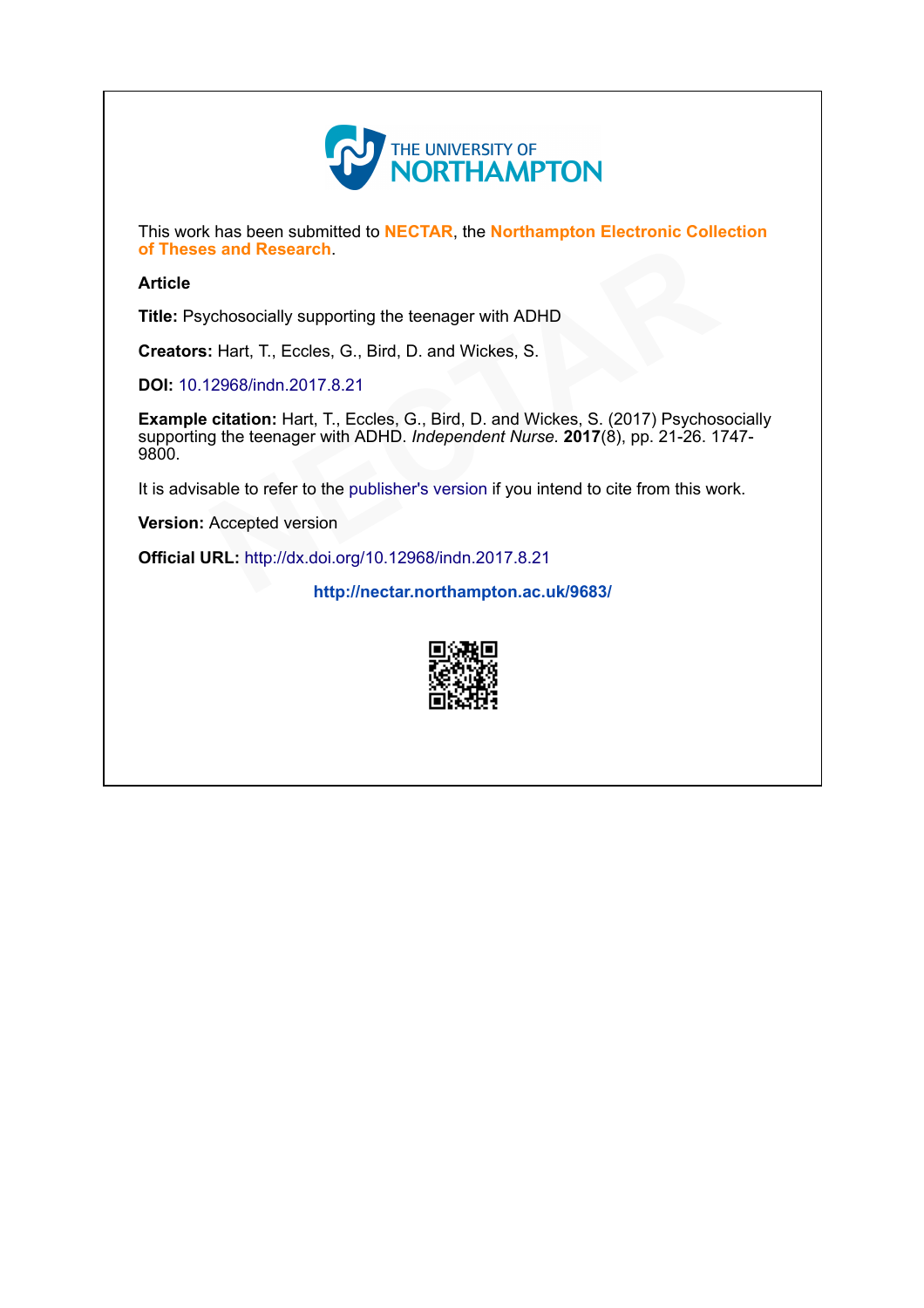THE UNIVERSITY OF NORTHAMPTON

This work has been submitted to **NECTAR**, the **Northampton Electronic Collection of Theses and Research**.

**Article**

**Title:** Psychosocially supporting the teenager with ADHD

**Creators:** Hart, T., Eccles, G., Bird, D. and Wickes, S.

**DOI:** 10.12968/indn.2017.8.21

**Example citation:** Hart, T., Eccles, G., Bird, D. and Wickes, S. (2017) Psychosocially supporting the teenager with ADHD. *Independent Nurse.* **2017**(8), pp. 21-26. 1747-9800.

It is advisable to refer to the publisher's version if you intend to cite from this work.

**Version:** Accepted version

**Official URL:** http://dx.doi.org/10.12968/indn.2017.8.21

**http://nectar.northampton.ac.uk/9683/**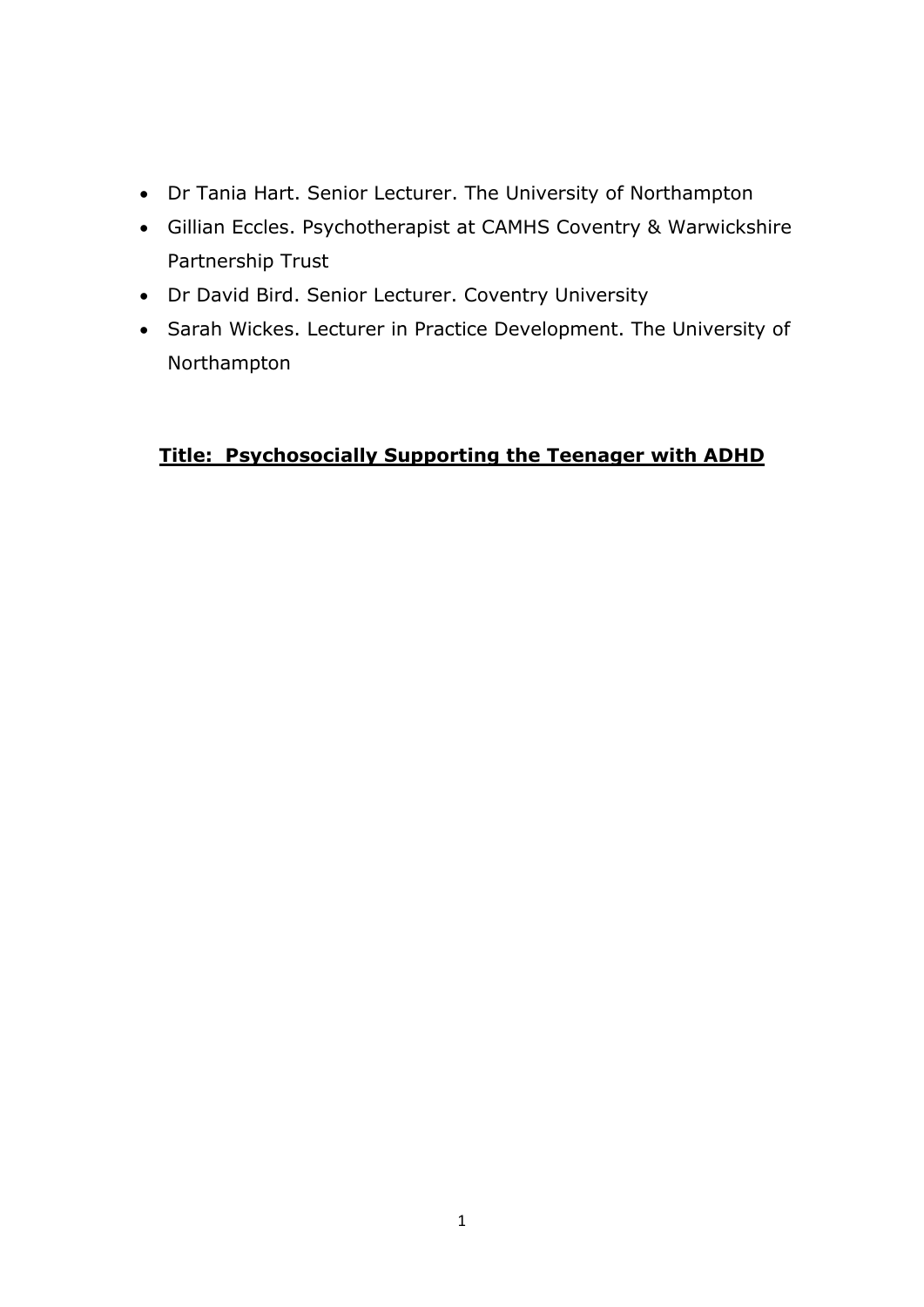- Dr Tania Hart. Senior Lecturer. The University of Northampton
- Gillian Eccles. Psychotherapist at CAMHS Coventry & Warwickshire Partnership Trust
- Dr David Bird. Senior Lecturer. Coventry University
- Sarah Wickes. Lecturer in Practice Development. The University of Northampton

## **<u>Title: Psychosocially Supporting the Teenager with ADHD</u>**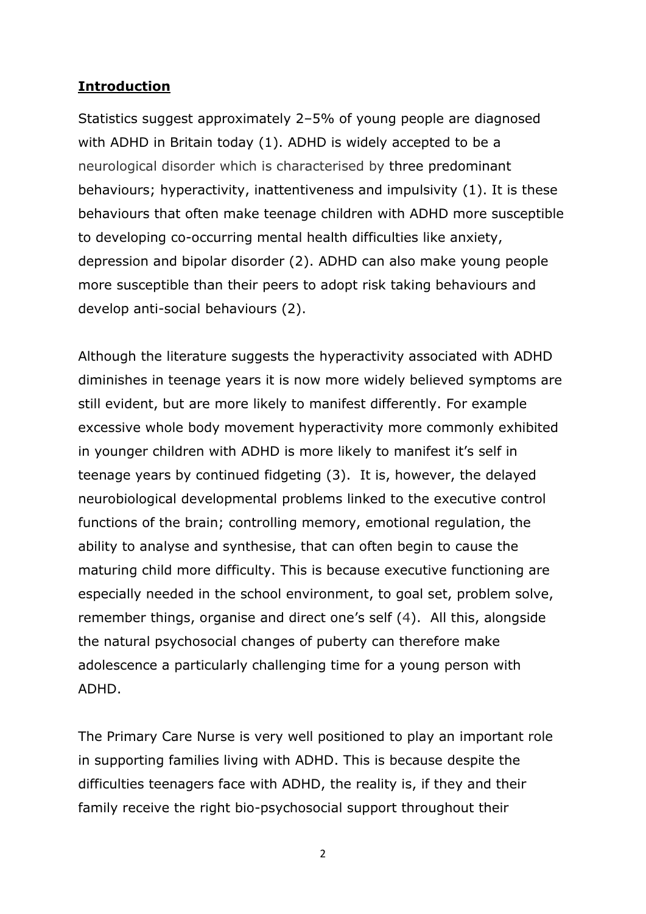## **Introduction**

Statistics suggest approximately 2–5% of young people are diagnosed with ADHD in Britain today (1). ADHD is widely accepted to be a neurological disorder which is characterised by three predominant behaviours; hyperactivity, inattentiveness and impulsivity (1). It is these behaviours that often make teenage children with ADHD more susceptible to developing co-occurring mental health difficulties like anxiety, depression and bipolar disorder (2). ADHD can also make young people more susceptible than their peers to adopt risk taking behaviours and develop anti-social behaviours (2).

Although the literature suggests the hyperactivity associated with ADHD diminishes in teenage years it is now more widely believed symptoms are still evident, but are more likely to manifest differently. For example excessive whole body movement hyperactivity more commonly exhibited in younger children with ADHD is more likely to manifest it's self in teenage years by continued fidgeting (3). It is, however, the delayed neurobiological developmental problems linked to the executive control functions of the brain; controlling memory, emotional regulation, the ability to analyse and synthesise, that can often begin to cause the maturing child more difficulty. This is because executive functioning are especially needed in the school environment, to goal set, problem solve, remember things, organise and direct one's self (4). All this, alongside the natural psychosocial changes of puberty can therefore make adolescence a particularly challenging time for a young person with ADHD.

The Primary Care Nurse is very well positioned to play an important role in supporting families living with ADHD. This is because despite the difficulties teenagers face with ADHD, the reality is, if they and their family receive the right bio-psychosocial support throughout their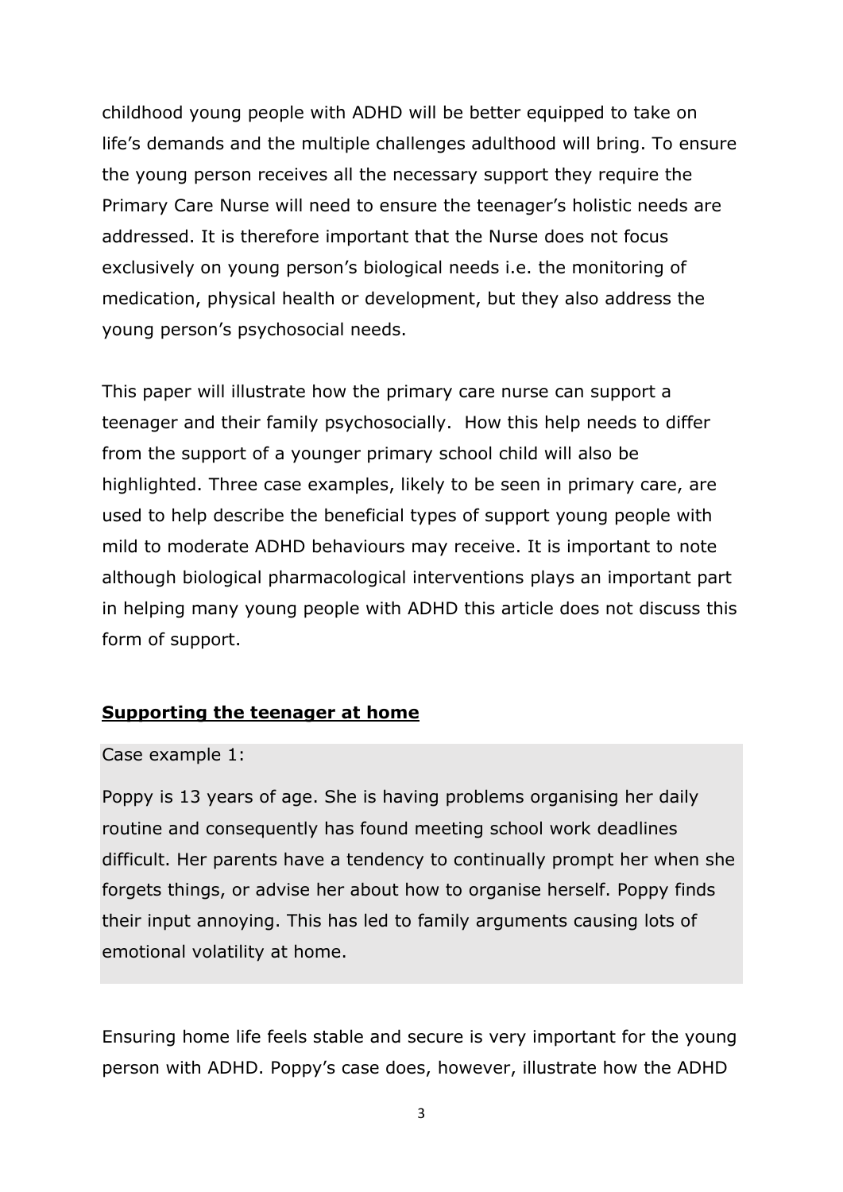childhood young people with ADHD will be better equipped to take on life's demands and the multiple challenges adulthood will bring. To ensure the young person receives all the necessary support they require the Primary Care Nurse will need to ensure the teenager's holistic needs are addressed. It is therefore important that the Nurse does not focus exclusively on young person's biological needs i.e. the monitoring of medication, physical health or development, but they also address the young person's psychosocial needs.

This paper will illustrate how the primary care nurse can support a teenager and their family psychosocially. How this help needs to differ from the support of a younger primary school child will also be highlighted. Three case examples, likely to be seen in primary care, are used to help describe the beneficial types of support young people with mild to moderate ADHD behaviours may receive. It is important to note although biological pharmacological interventions plays an important part in helping many young people with ADHD this article does not discuss this form of support.

## **Supporting the teenager at home**

Case example 1:

Poppy is 13 years of age. She is having problems organising her daily routine and consequently has found meeting school work deadlines difficult. Her parents have a tendency to continually prompt her when she forgets things, or advise her about how to organise herself. Poppy finds their input annoying. This has led to family arguments causing lots of emotional volatility at home.

Ensuring home life feels stable and secure is very important for the young person with ADHD. Poppy's case does, however, illustrate how the ADHD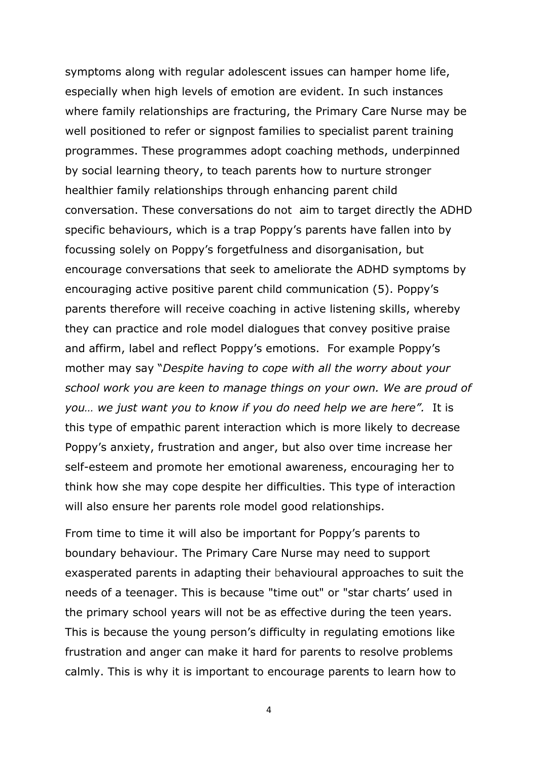symptoms along with regular adolescent issues can hamper home life, especially when high levels of emotion are evident. In such instances where family relationships are fracturing, the Primary Care Nurse may be well positioned to refer or signpost families to specialist parent training programmes. These programmes adopt coaching methods, underpinned by social learning theory, to teach parents how to nurture stronger healthier family relationships through enhancing parent child conversation. These conversations do not aim to target directly the ADHD specific behaviours, which is a trap Poppy's parents have fallen into by focussing solely on Poppy's forgetfulness and disorganisation, but encourage conversations that seek to ameliorate the ADHD symptoms by encouraging active positive parent child communication (5). Poppy's parents therefore will receive coaching in active listening skills, whereby they can practice and role model dialogues that convey positive praise and affirm, label and reflect Poppy's emotions. For example Poppy's mother may say "*Despite having to cope with all the worry about your school work you are keen to manage things on your own. We are proud of you… we just want you to know if you do need help we are here".* It is this type of empathic parent interaction which is more likely to decrease Poppy's anxiety, frustration and anger, but also over time increase her self-esteem and promote her emotional awareness, encouraging her to think how she may cope despite her difficulties. This type of interaction will also ensure her parents role model good relationships.

From time to time it will also be important for Poppy's parents to boundary behaviour. The Primary Care Nurse may need to support exasperated parents in adapting their behavioural approaches to suit the needs of a teenager. This is because "time out" or "star charts' used in the primary school years will not be as effective during the teen years. This is because the young person's difficulty in regulating emotions like frustration and anger can make it hard for parents to resolve problems calmly. This is why it is important to encourage parents to learn how to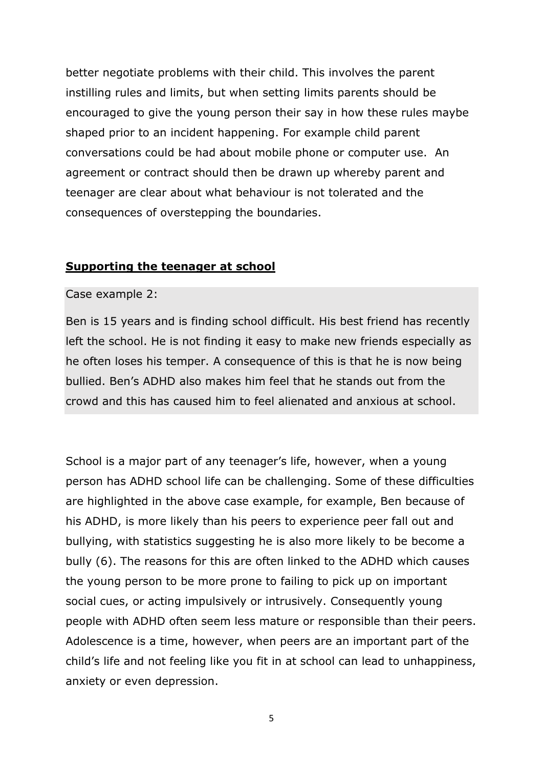better negotiate problems with their child. This involves the parent instilling rules and limits, but when setting limits parents should be encouraged to give the young person their say in how these rules maybe shaped prior to an incident happening. For example child parent conversations could be had about mobile phone or computer use. An agreement or contract should then be drawn up whereby parent and teenager are clear about what behaviour is not tolerated and the consequences of overstepping the boundaries.

## **Supporting the teenager at school**

Case example 2:

Ben is 15 years and is finding school difficult. His best friend has recently left the school. He is not finding it easy to make new friends especially as he often loses his temper. A consequence of this is that he is now being bullied. Ben's ADHD also makes him feel that he stands out from the crowd and this has caused him to feel alienated and anxious at school.

School is a major part of any teenager's life, however, when a young person has ADHD school life can be challenging. Some of these difficulties are highlighted in the above case example, for example, Ben because of his ADHD, is more likely than his peers to experience peer fall out and bullying, with statistics suggesting he is also more likely to be become a bully (6). The reasons for this are often linked to the ADHD which causes the young person to be more prone to failing to pick up on important social cues, or acting impulsively or intrusively. Consequently young people with ADHD often seem less mature or responsible than their peers. Adolescence is a time, however, when peers are an important part of the child's life and not feeling like you fit in at school can lead to unhappiness, anxiety or even depression.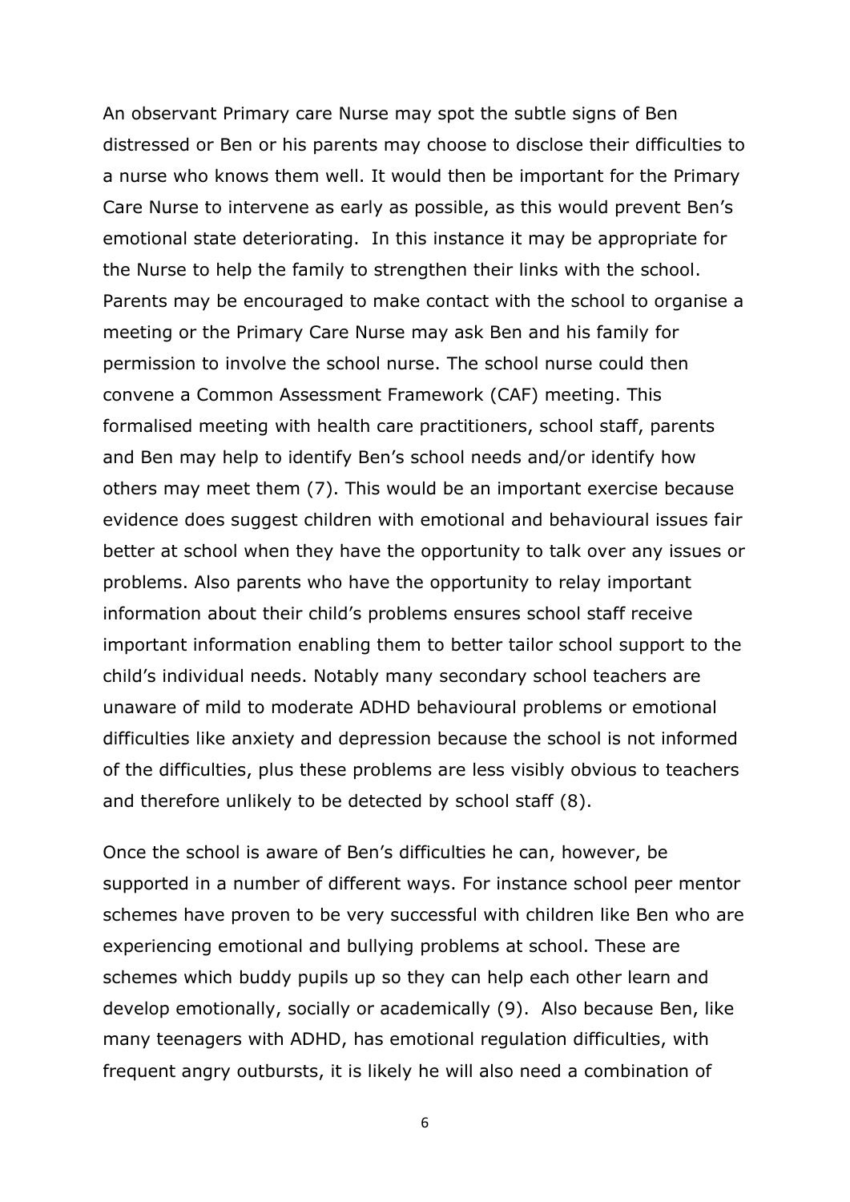An observant Primary care Nurse may spot the subtle signs of Ben distressed or Ben or his parents may choose to disclose their difficulties to a nurse who knows them well. It would then be important for the Primary Care Nurse to intervene as early as possible, as this would prevent Ben's emotional state deteriorating. In this instance it may be appropriate for the Nurse to help the family to strengthen their links with the school. Parents may be encouraged to make contact with the school to organise a meeting or the Primary Care Nurse may ask Ben and his family for permission to involve the school nurse. The school nurse could then convene a Common Assessment Framework (CAF) meeting. This formalised meeting with health care practitioners, school staff, parents and Ben may help to identify Ben's school needs and/or identify how others may meet them (7). This would be an important exercise because evidence does suggest children with emotional and behavioural issues fair better at school when they have the opportunity to talk over any issues or problems. Also parents who have the opportunity to relay important information about their child's problems ensures school staff receive important information enabling them to better tailor school support to the child's individual needs. Notably many secondary school teachers are unaware of mild to moderate ADHD behavioural problems or emotional difficulties like anxiety and depression because the school is not informed of the difficulties, plus these problems are less visibly obvious to teachers and therefore unlikely to be detected by school staff (8).

Once the school is aware of Ben's difficulties he can, however, be supported in a number of different ways. For instance school peer mentor schemes have proven to be very successful with children like Ben who are experiencing emotional and bullying problems at school. These are schemes which buddy pupils up so they can help each other learn and develop emotionally, socially or academically (9). Also because Ben, like many teenagers with ADHD, has emotional regulation difficulties, with frequent angry outbursts, it is likely he will also need a combination of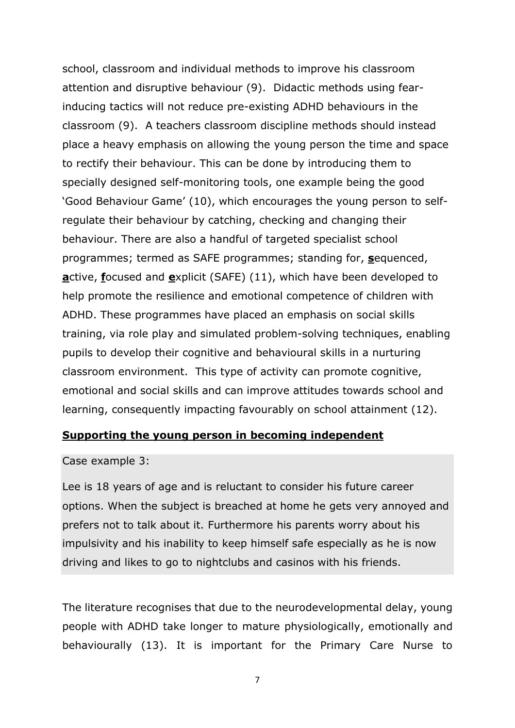school, classroom and individual methods to improve his classroom attention and disruptive behaviour (9). Didactic methods using fear-inducing tactics will not reduce pre-existing ADHD behaviours in the classroom (9). A teachers classroom discipline methods should instead place a heavy emphasis on allowing the young person the time and space to rectify their behaviour. This can be done by introducing them to specially designed self-monitoring tools, one example being the good 'Good Behaviour Game' (10), which encourages the young person to self-regulate their behaviour by catching, checking and changing their behaviour. There are also a handful of targeted specialist school programmes; termed as SAFE programmes; standing for, **s**equenced, **a**ctive, **f**ocused and **e**xplicit (SAFE) (11), which have been developed to help promote the resilience and emotional competence of children with ADHD. These programmes have placed an emphasis on social skills training, via role play and simulated problem-solving techniques, enabling pupils to develop their cognitive and behavioural skills in a nurturing classroom environment. This type of activity can promote cognitive, emotional and social skills and can improve attitudes towards school and learning, consequently impacting favourably on school attainment (12).

## Supporting the young person in becoming independent

Case example 3:

Lee is 18 years of age and is reluctant to consider his future career options. When the subject is breached at home he gets very annoyed and prefers not to talk about it. Furthermore his parents worry about his impulsivity and his inability to keep himself safe especially as he is now driving and likes to go to nightclubs and casinos with his friends.

The literature recognises that due to the neurodevelopmental delay, young people with ADHD take longer to mature physiologically, emotionally and behaviourally (13). It is important for the Primary Care Nurse to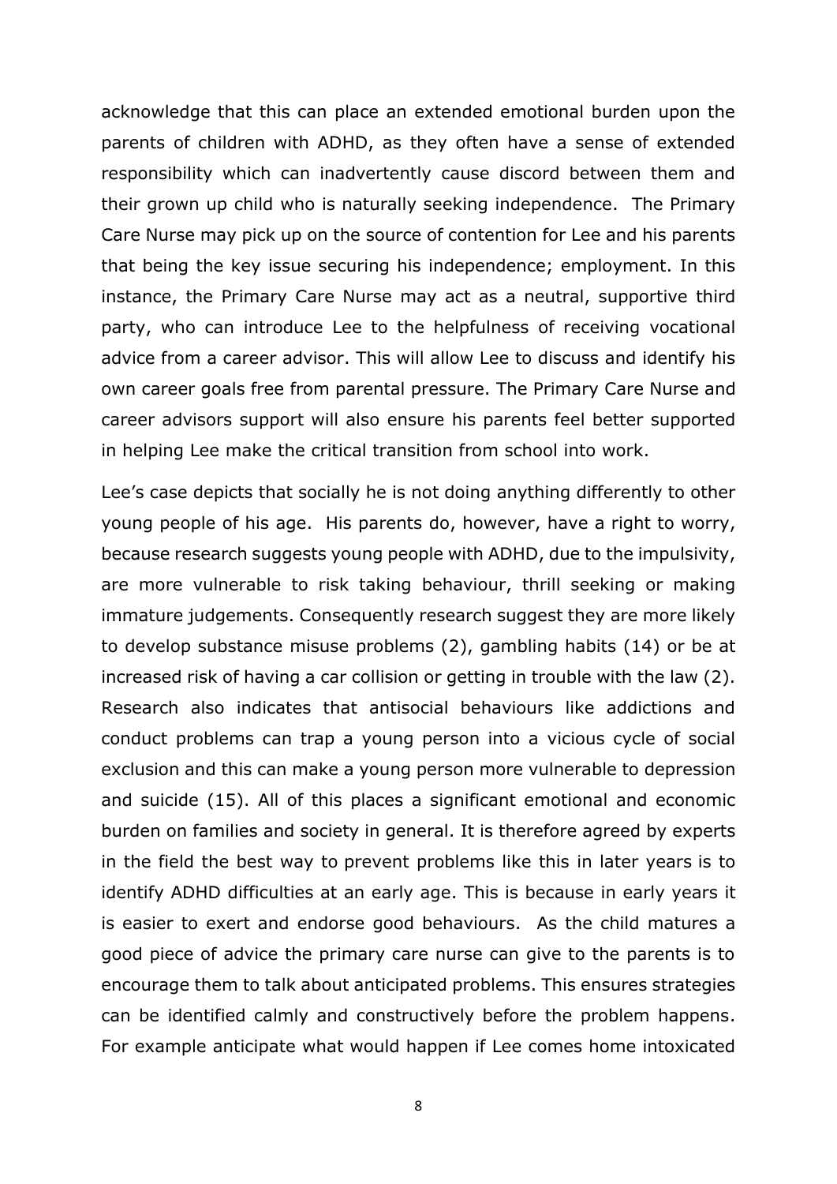acknowledge that this can place an extended emotional burden upon the parents of children with ADHD, as they often have a sense of extended responsibility which can inadvertently cause discord between them and their grown up child who is naturally seeking independence. The Primary Care Nurse may pick up on the source of contention for Lee and his parents that being the key issue securing his independence; employment. In this instance, the Primary Care Nurse may act as a neutral, supportive third party, who can introduce Lee to the helpfulness of receiving vocational advice from a career advisor. This will allow Lee to discuss and identify his own career goals free from parental pressure. The Primary Care Nurse and career advisors support will also ensure his parents feel better supported in helping Lee make the critical transition from school into work.

Lee's case depicts that socially he is not doing anything differently to other young people of his age. His parents do, however, have a right to worry, because research suggests young people with ADHD, due to the impulsivity, are more vulnerable to risk taking behaviour, thrill seeking or making immature judgements. Consequently research suggest they are more likely to develop substance misuse problems (2), gambling habits (14) or be at increased risk of having a car collision or getting in trouble with the law (2). Research also indicates that antisocial behaviours like addictions and conduct problems can trap a young person into a vicious cycle of social exclusion and this can make a young person more vulnerable to depression and suicide (15). All of this places a significant emotional and economic burden on families and society in general. It is therefore agreed by experts in the field the best way to prevent problems like this in later years is to identify ADHD difficulties at an early age. This is because in early years it is easier to exert and endorse good behaviours. As the child matures a good piece of advice the primary care nurse can give to the parents is to encourage them to talk about anticipated problems. This ensures strategies can be identified calmly and constructively before the problem happens. For example anticipate what would happen if Lee comes home intoxicated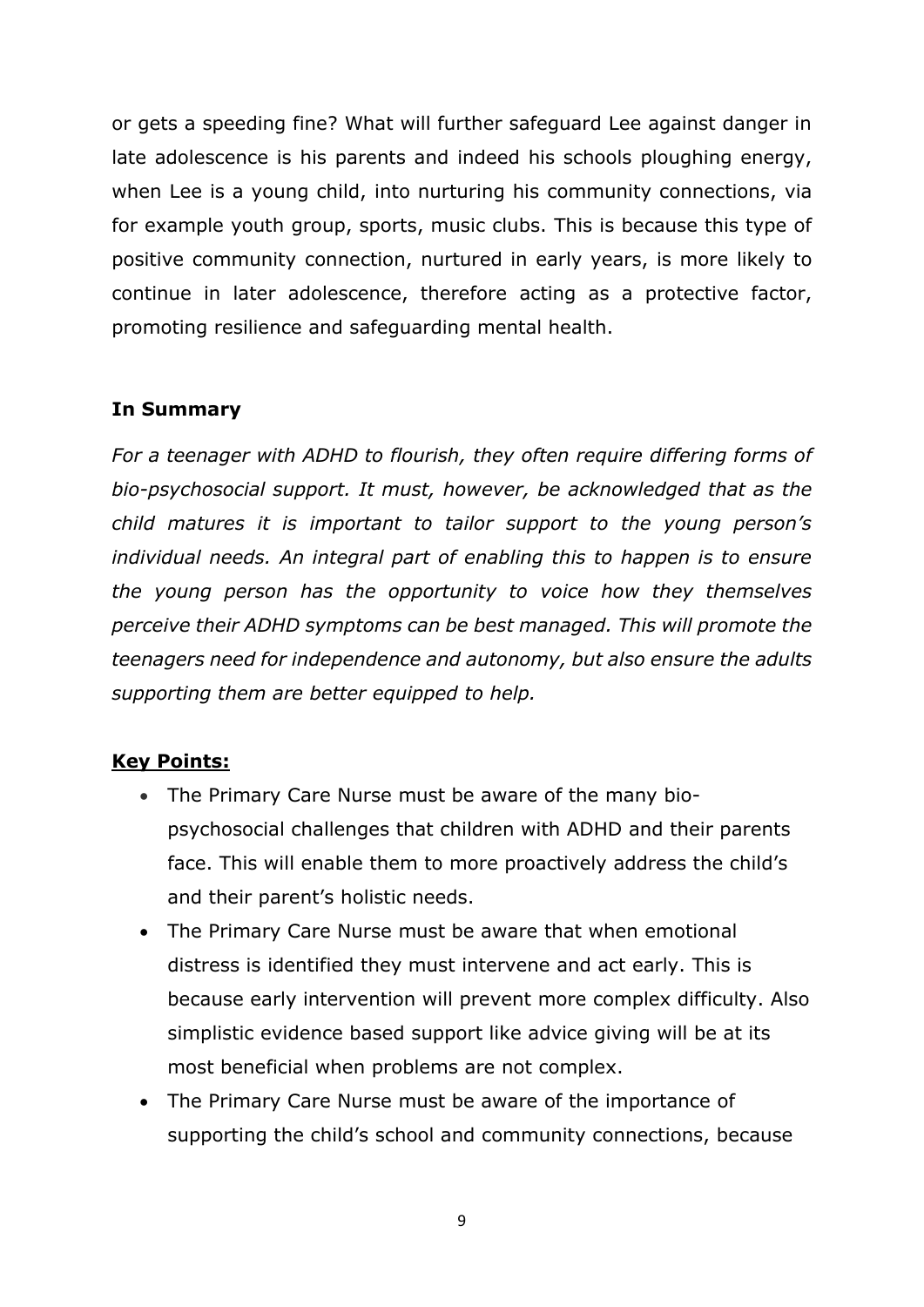or gets a speeding fine? What will further safeguard Lee against danger in late adolescence is his parents and indeed his schools ploughing energy, when Lee is a young child, into nurturing his community connections, via for example youth group, sports, music clubs. This is because this type of positive community connection, nurtured in early years, is more likely to continue in later adolescence, therefore acting as a protective factor, promoting resilience and safeguarding mental health.

**In Summary**

*For a teenager with ADHD to flourish, they often require differing forms of bio-psychosocial support. It must, however, be acknowledged that as the child matures it is important to tailor support to the young person's individual needs. An integral part of enabling this to happen is to ensure the young person has the opportunity to voice how they themselves perceive their ADHD symptoms can be best managed. This will promote the teenagers need for independence and autonomy, but also ensure the adults supporting them are better equipped to help.*

**Key Points:**

- The Primary Care Nurse must be aware of the many bio-psychosocial challenges that children with ADHD and their parents face. This will enable them to more proactively address the child's and their parent's holistic needs.
- The Primary Care Nurse must be aware that when emotional distress is identified they must intervene and act early. This is because early intervention will prevent more complex difficulty. Also simplistic evidence based support like advice giving will be at its most beneficial when problems are not complex.
- The Primary Care Nurse must be aware of the importance of supporting the child's school and community connections, because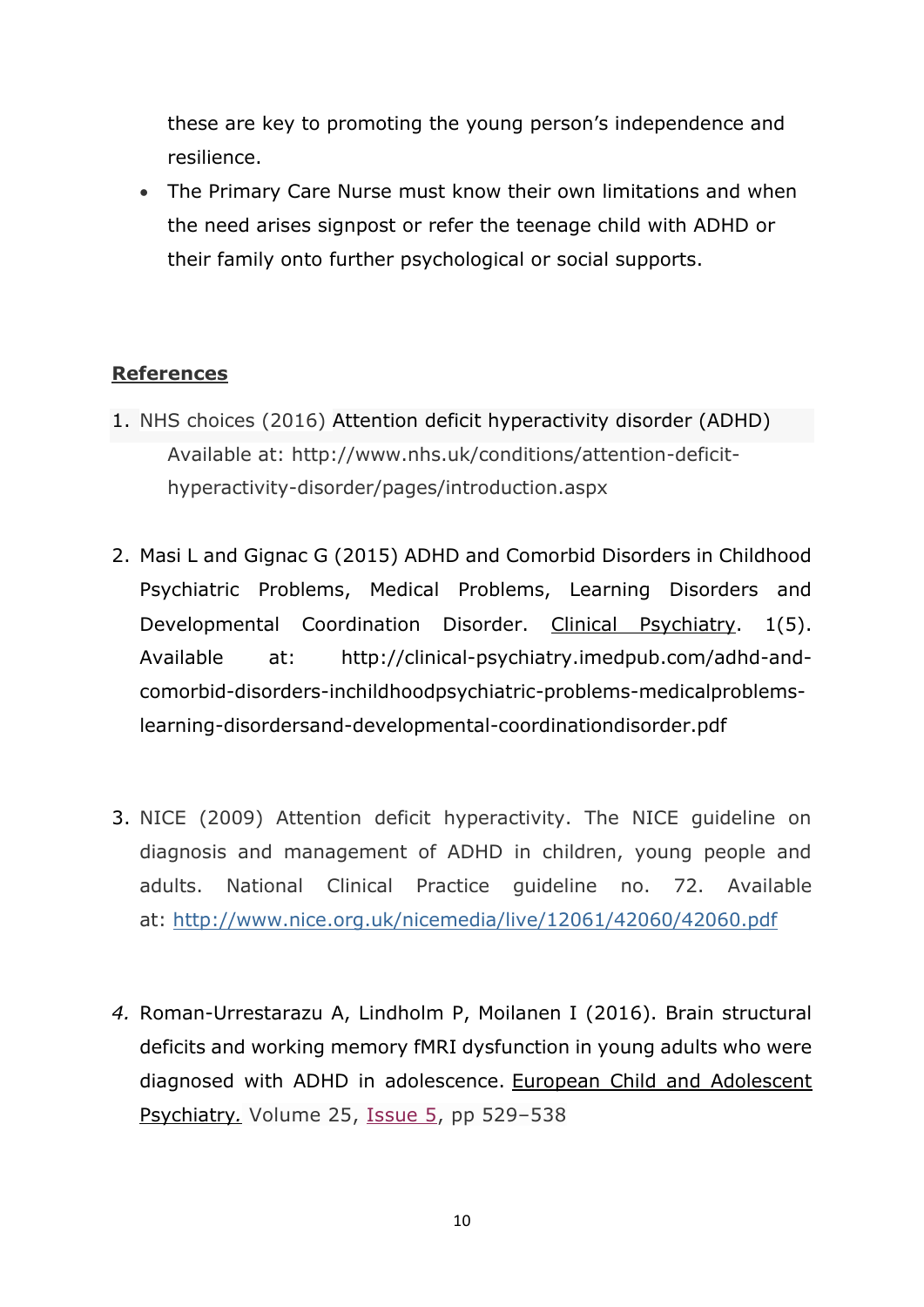these are key to promoting the young person's independence and resilience.

- The Primary Care Nurse must know their own limitations and when the need arises signpost or refer the teenage child with ADHD or their family onto further psychological or social supports.

## References

1. NHS choices (2016) Attention deficit hyperactivity disorder (ADHD) Available at: http://www.nhs.uk/conditions/attention-deficit-hyperactivity-disorder/pages/introduction.aspx

2. Masi L and Gignac G (2015) ADHD and Comorbid Disorders in Childhood Psychiatric Problems, Medical Problems, Learning Disorders and Developmental Coordination Disorder. Clinical Psychiatry. 1(5). Available at: http://clinical-psychiatry.imedpub.com/adhd-and-comorbid-disorders-inchildhoodpsychiatric-problems-medicalproblems-learning-disordersand-developmental-coordinationdisorder.pdf

3. NICE (2009) Attention deficit hyperactivity. The NICE guideline on diagnosis and management of ADHD in children, young people and adults. National Clinical Practice guideline no. 72. Available at: http://www.nice.org.uk/nicemedia/live/12061/42060/42060.pdf

4. Roman-Urrestarazu A, Lindholm P, Moilanen I (2016). Brain structural deficits and working memory fMRI dysfunction in young adults who were diagnosed with ADHD in adolescence. European Child and Adolescent Psychiatry. Volume 25, Issue 5, pp 529–538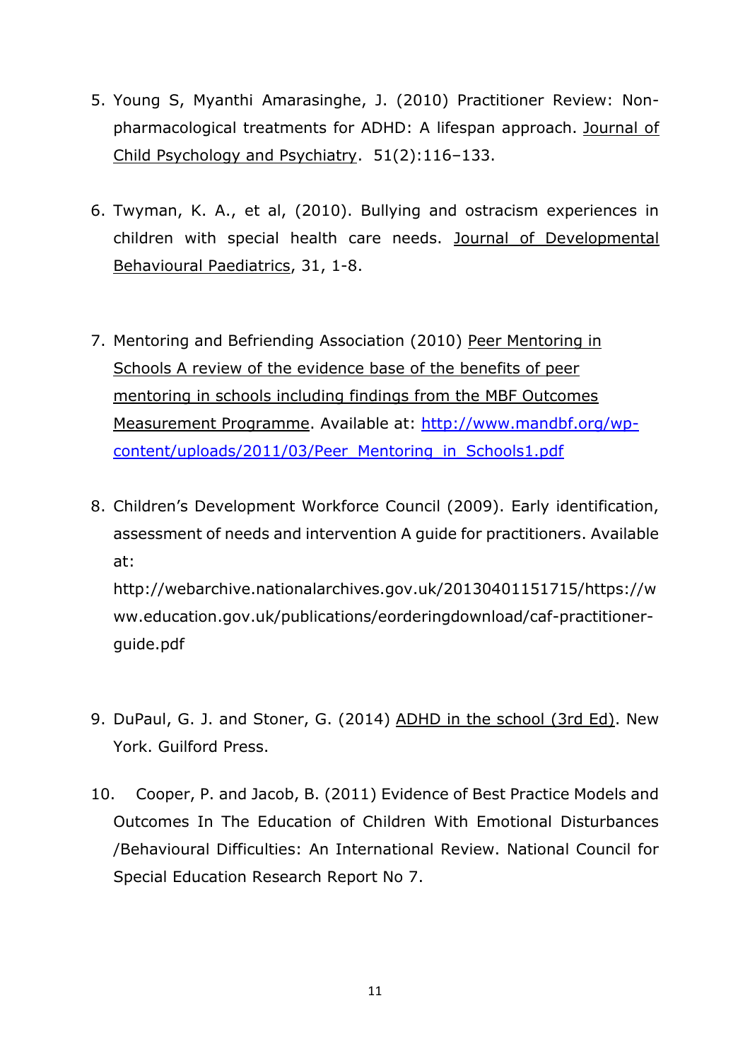5. Young S, Myanthi Amarasinghe, J. (2010) Practitioner Review: Non-pharmacological treatments for ADHD: A lifespan approach. Journal of Child Psychology and Psychiatry. 51(2):116–133.

6. Twyman, K. A., et al, (2010). Bullying and ostracism experiences in children with special health care needs. Journal of Developmental Behavioural Paediatrics, 31, 1-8.

7. Mentoring and Befriending Association (2010) Peer Mentoring in Schools A review of the evidence base of the benefits of peer mentoring in schools including findings from the MBF Outcomes Measurement Programme. Available at: http://www.mandbf.org/wp-content/uploads/2011/03/Peer_Mentoring_in_Schools1.pdf

8. Children's Development Workforce Council (2009). Early identification, assessment of needs and intervention A guide for practitioners. Available at: http://webarchive.nationalarchives.gov.uk/20130401151715/https://www.education.gov.uk/publications/eorderingdownload/caf-practitioner-guide.pdf

9. DuPaul, G. J. and Stoner, G. (2014) ADHD in the school (3rd Ed). New York. Guilford Press.

10. Cooper, P. and Jacob, B. (2011) Evidence of Best Practice Models and Outcomes In The Education of Children With Emotional Disturbances /Behavioural Difficulties: An International Review. National Council for Special Education Research Report No 7.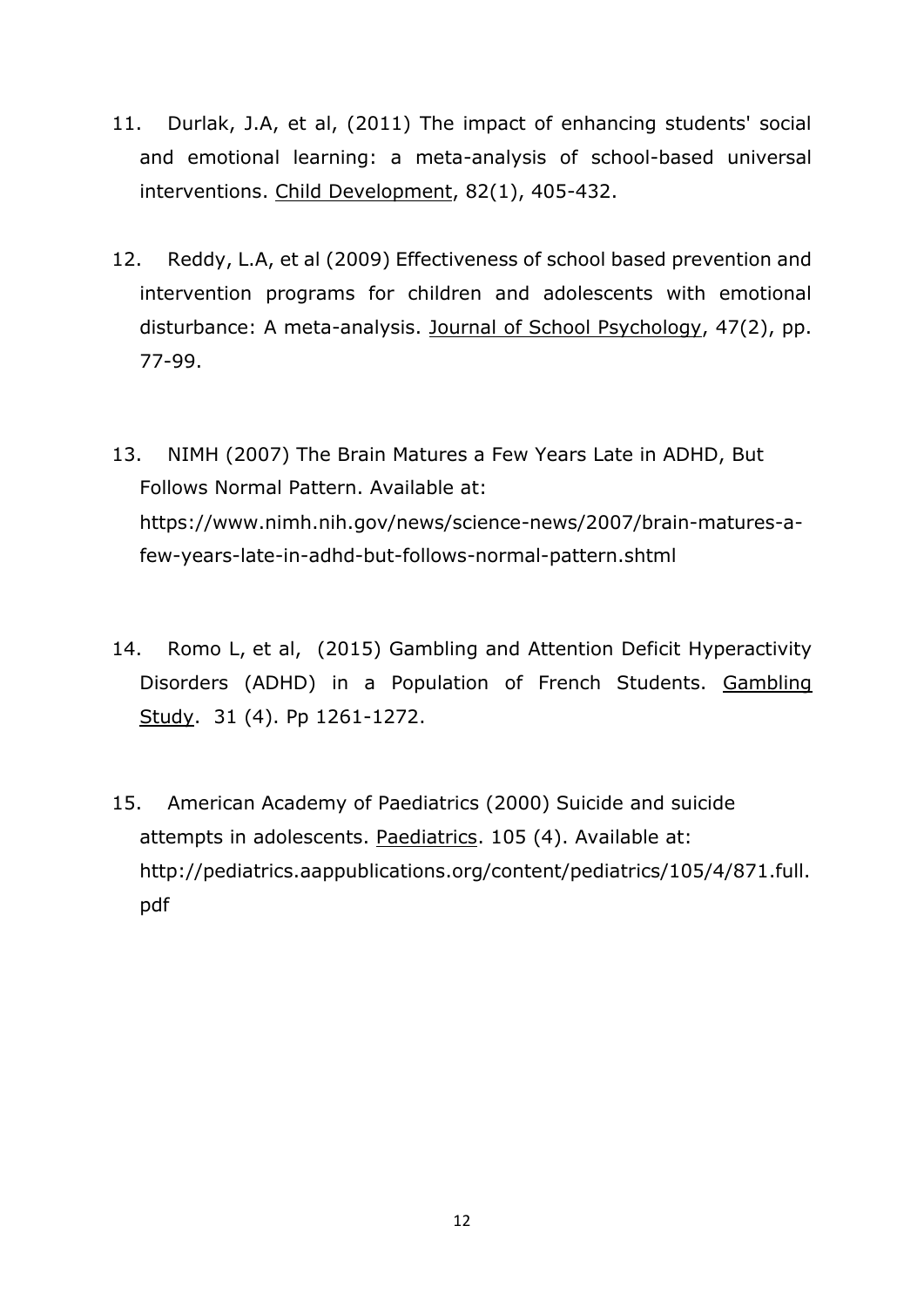11. Durlak, J.A, et al, (2011) The impact of enhancing students' social and emotional learning: a meta-analysis of school-based universal interventions. Child Development, 82(1), 405-432.

12. Reddy, L.A, et al (2009) Effectiveness of school based prevention and intervention programs for children and adolescents with emotional disturbance: A meta-analysis. Journal of School Psychology, 47(2), pp. 77-99.

13. NIMH (2007) The Brain Matures a Few Years Late in ADHD, But Follows Normal Pattern. Available at: https://www.nimh.nih.gov/news/science-news/2007/brain-matures-a-few-years-late-in-adhd-but-follows-normal-pattern.shtml

14. Romo L, et al, (2015) Gambling and Attention Deficit Hyperactivity Disorders (ADHD) in a Population of French Students. Gambling Study. 31 (4). Pp 1261-1272.

15. American Academy of Paediatrics (2000) Suicide and suicide attempts in adolescents. Paediatrics. 105 (4). Available at: http://pediatrics.aappublications.org/content/pediatrics/105/4/871.full.pdf